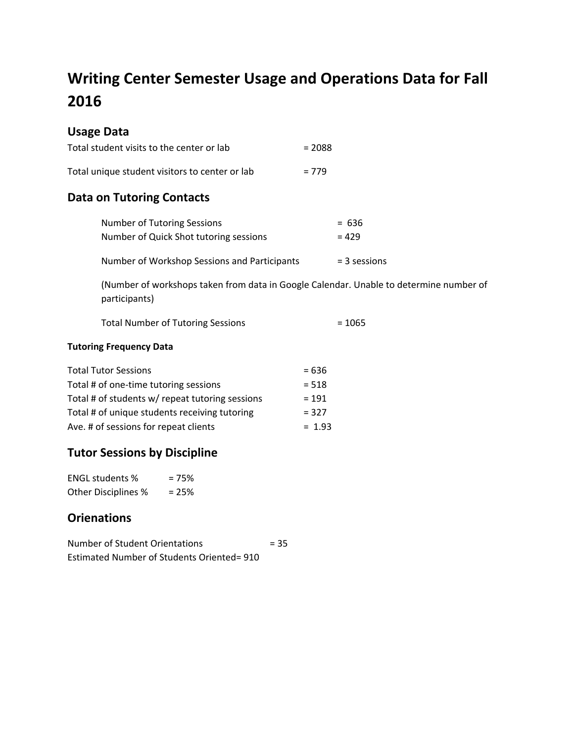# Writing Center Semester Usage and Operations Data for Fall 2016

## Usage Data

Total student visits to the center or lab = 2088

Total unique student visitors to center or lab = 779

## Data on Tutoring Contacts

Number of Tutoring Sessions = 636
Number of Quick Shot tutoring sessions = 429

Number of Workshop Sessions and Participants = 3 sessions

(Number of workshops taken from data in Google Calendar. Unable to determine number of participants)

Total Number of Tutoring Sessions = 1065

#### Tutoring Frequency Data

Total Tutor Sessions = 636
Total # of one-time tutoring sessions = 518
Total # of students w/ repeat tutoring sessions = 191
Total # of unique students receiving tutoring = 327
Ave. # of sessions for repeat clients = 1.93

## Tutor Sessions by Discipline

ENGL students % = 75%
Other Disciplines % = 25%

## Orienations

Number of Student Orientations = 35
Estimated Number of Students Oriented= 910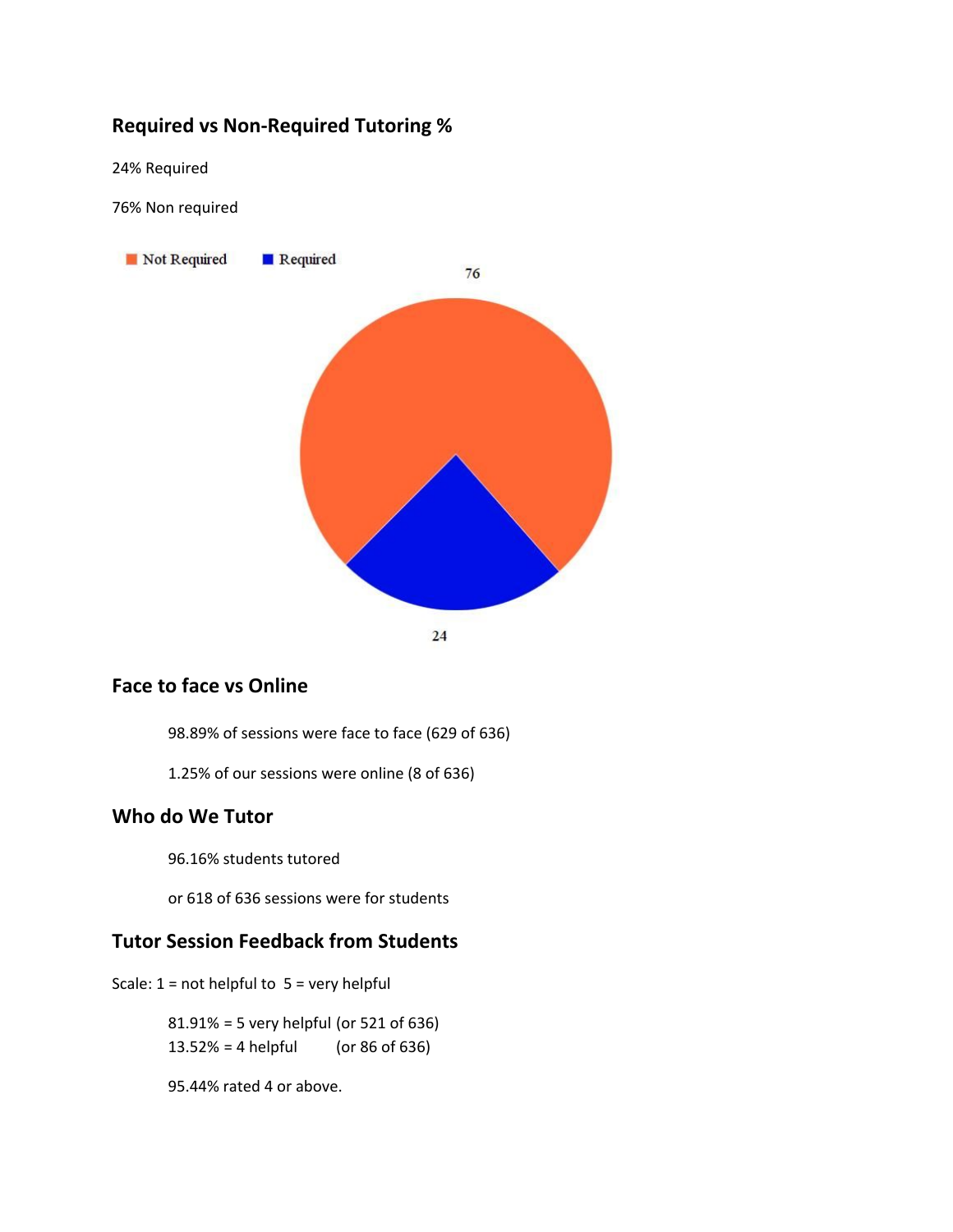## Required vs Non-Required Tutoring %

24% Required

76% Non required

Not Required Required

76

24

## Face to face vs Online

98.89% of sessions were face to face (629 of 636)

1.25% of our sessions were online (8 of 636)

## Who do We Tutor

96.16% students tutored

or 618 of 636 sessions were for students

## Tutor Session Feedback from Students

Scale: 1 = not helpful to 5 = very helpful

81.91% = 5 very helpful (or 521 of 636)
13.52% = 4 helpful (or 86 of 636)

95.44% rated 4 or above.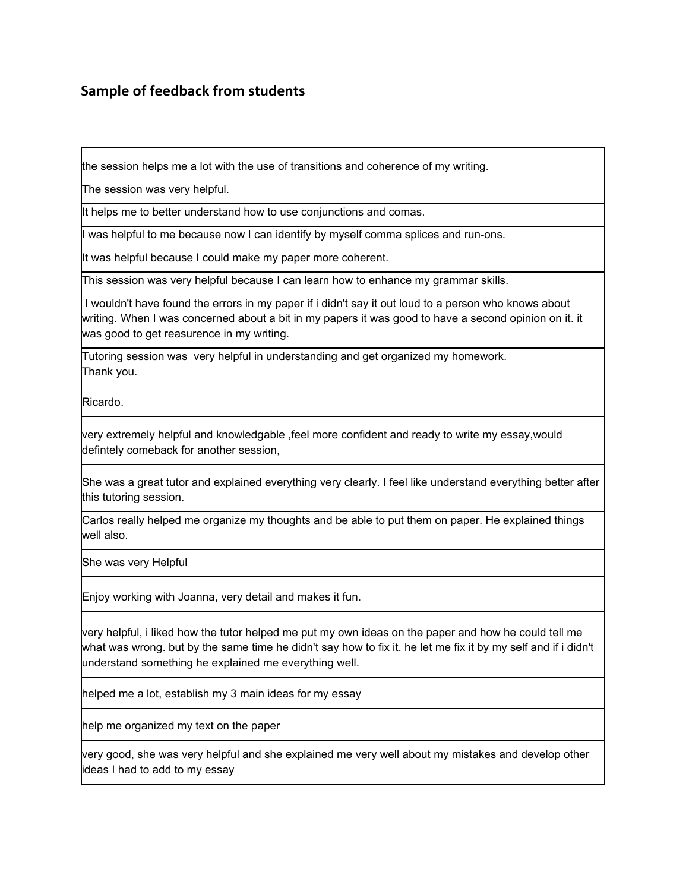## Sample of feedback from students

| |
|---|
| the session helps me a lot with the use of transitions and coherence of my writing. |
| The session was very helpful. |
| It helps me to better understand how to use conjunctions and comas. |
| I was helpful to me because now I can identify by myself comma splices and run-ons. |
| It was helpful because I could make my paper more coherent. |
| This session was very helpful because I can learn how to enhance my grammar skills. |
| I wouldn't have found the errors in my paper if i didn't say it out loud to a person who knows about writing. When I was concerned about a bit in my papers it was good to have a second opinion on it. it was good to get reasurence in my writing. |
| Tutoring session was very helpful in understanding and get organized my homework. Thank you. Ricardo. |
| very extremely helpful and knowledgable ,feel more confident and ready to write my essay,would defintely comeback for another session, |
| She was a great tutor and explained everything very clearly. I feel like understand everything better after this tutoring session. |
| Carlos really helped me organize my thoughts and be able to put them on paper. He explained things well also. |
| She was very Helpful |
| Enjoy working with Joanna, very detail and makes it fun. |
| very helpful, i liked how the tutor helped me put my own ideas on the paper and how he could tell me what was wrong. but by the same time he didn't say how to fix it. he let me fix it by my self and if i didn't understand something he explained me everything well. |
| helped me a lot, establish my 3 main ideas for my essay |
| help me organized my text on the paper |
| very good, she was very helpful and she explained me very well about my mistakes and develop other ideas I had to add to my essay |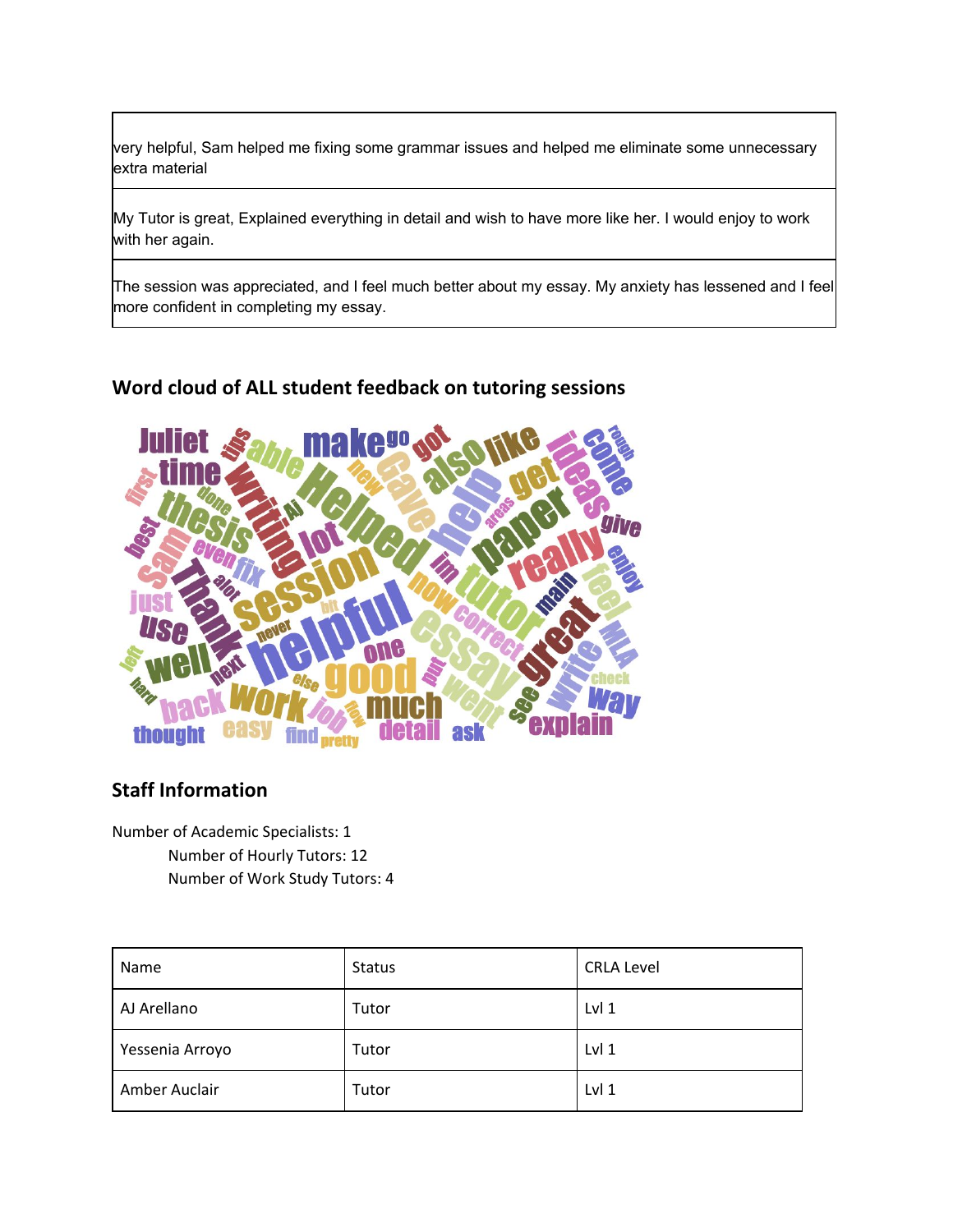| very helpful, Sam helped me fixing some grammar issues and helped me eliminate some unnecessary extra material |
| --- |
| My Tutor is great, Explained everything in detail and wish to have more like her. I would enjoy to work with her again. |
| The session was appreciated, and I feel much better about my essay. My anxiety has lessened and I feel more confident in completing my essay. |

## Word cloud of ALL student feedback on tutoring sessions

## Staff Information

Number of Academic Specialists: 1

Number of Hourly Tutors: 12

Number of Work Study Tutors: 4

| Name | Status | CRLA Level |
| --- | --- | --- |
| AJ Arellano | Tutor | Lvl 1 |
| Yessenia Arroyo | Tutor | Lvl 1 |
| Amber Auclair | Tutor | Lvl 1 |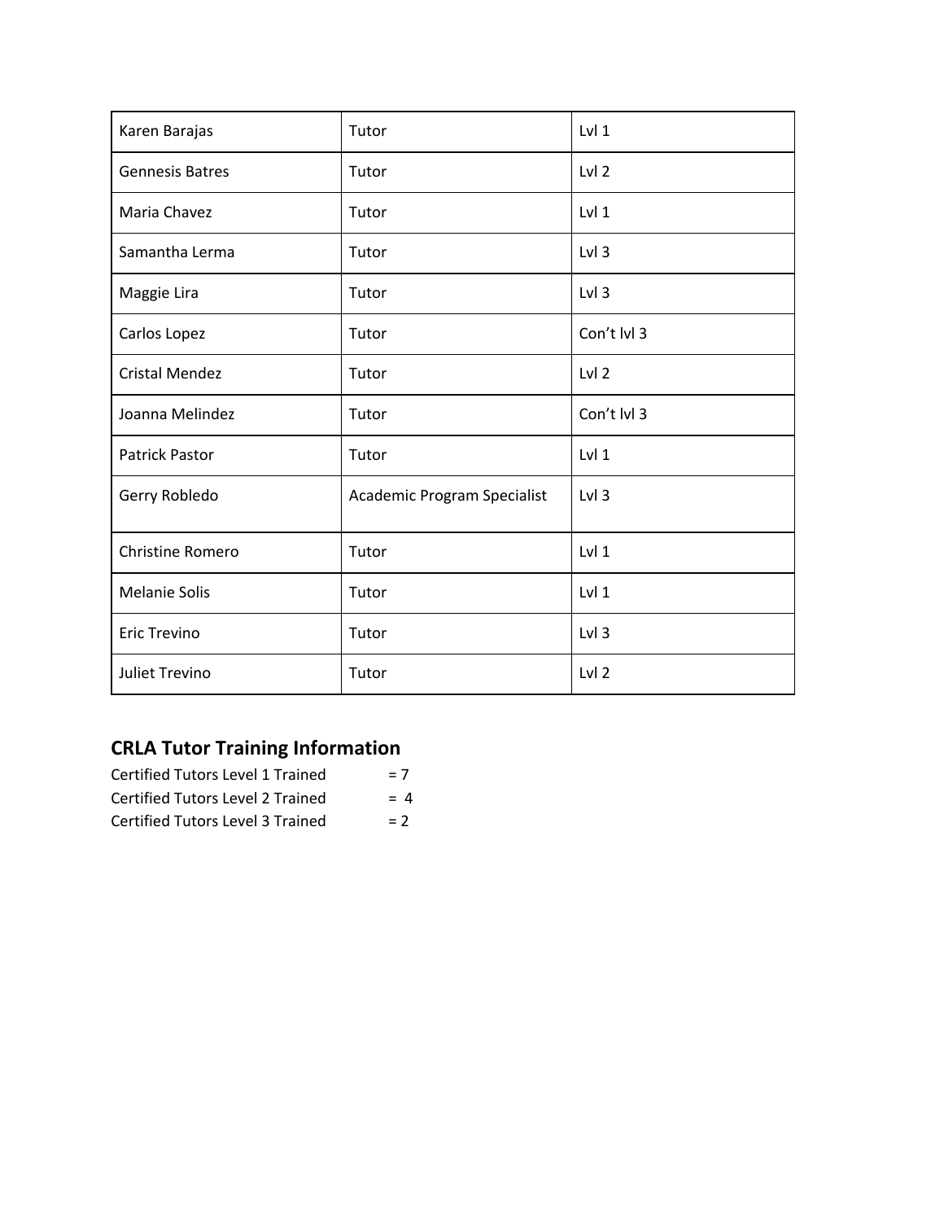| | | |
|---|---|---|
| Karen Barajas | Tutor | Lvl 1 |
| Gennesis Batres | Tutor | Lvl 2 |
| Maria Chavez | Tutor | Lvl 1 |
| Samantha Lerma | Tutor | Lvl 3 |
| Maggie Lira | Tutor | Lvl 3 |
| Carlos Lopez | Tutor | Con't lvl 3 |
| Cristal Mendez | Tutor | Lvl 2 |
| Joanna Melindez | Tutor | Con't lvl 3 |
| Patrick Pastor | Tutor | Lvl 1 |
| Gerry Robledo | Academic Program Specialist | Lvl 3 |
| Christine Romero | Tutor | Lvl 1 |
| Melanie Solis | Tutor | Lvl 1 |
| Eric Trevino | Tutor | Lvl 3 |
| Juliet Trevino | Tutor | Lvl 2 |

## CRLA Tutor Training Information

Certified Tutors Level 1 Trained = 7
Certified Tutors Level 2 Trained = 4
Certified Tutors Level 3 Trained = 2